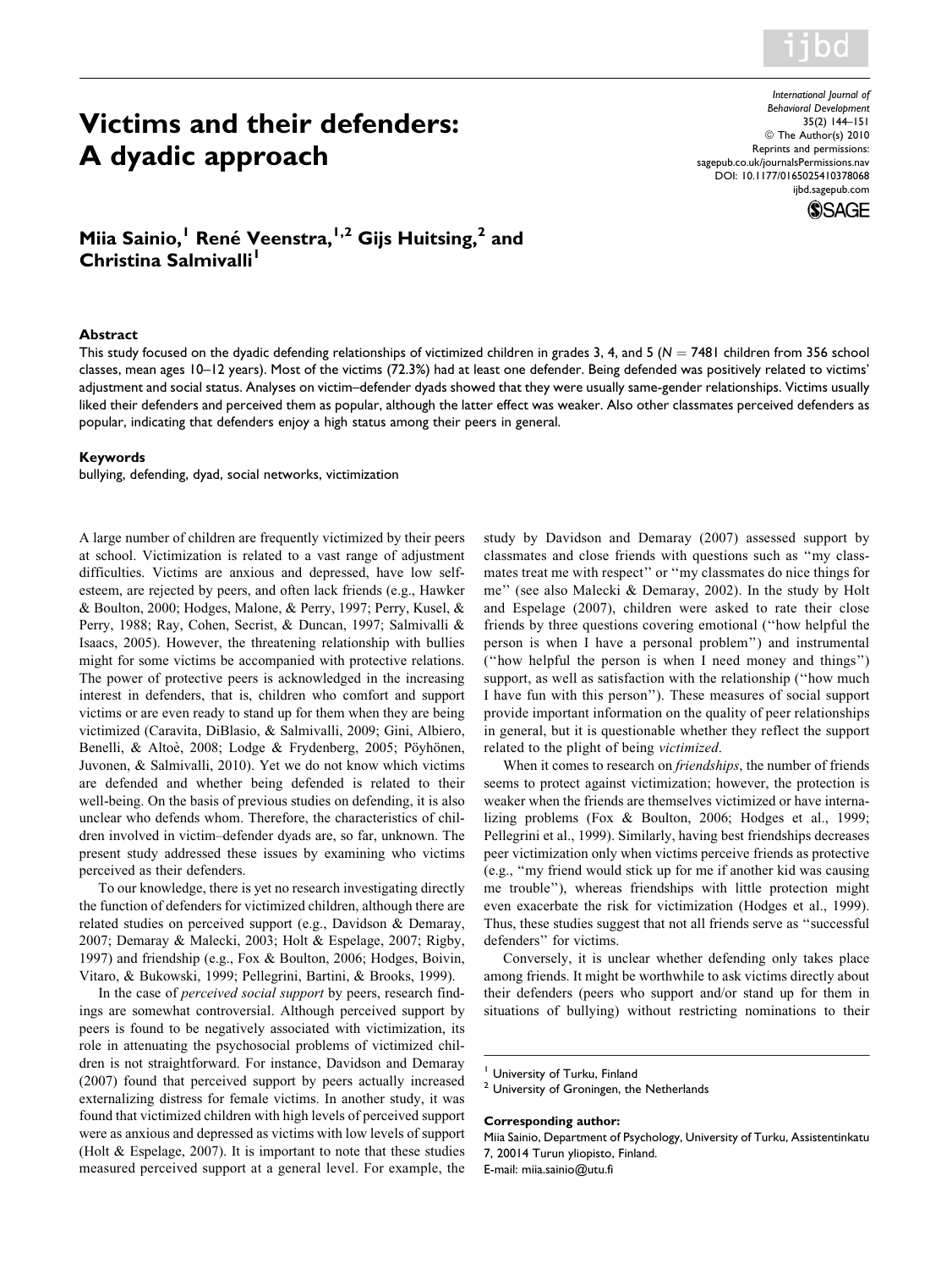# Victims and their defenders: A dyadic approach

**Miia Sainio,[1] René Veenstra,[1,2] Gijs Huitsing,[2] and Christina Salmivalli[1]**

### Abstract

This study focused on the dyadic defending relationships of victimized children in grades 3, 4, and 5 ($N = 7481$ children from 356 school classes, mean ages 10–12 years). Most of the victims (72.3%) had at least one defender. Being defended was positively related to victims' adjustment and social status. Analyses on victim–defender dyads showed that they were usually same-gender relationships. Victims usually liked their defenders and perceived them as popular, although the latter effect was weaker. Also other classmates perceived defenders as popular, indicating that defenders enjoy a high status among their peers in general.

### Keywords

bullying, defending, dyad, social networks, victimization

A large number of children are frequently victimized by their peers at school. Victimization is related to a vast range of adjustment difficulties. Victims are anxious and depressed, have low self-esteem, are rejected by peers, and often lack friends (e.g., Hawker & Boulton, 2000; Hodges, Malone, & Perry, 1997; Perry, Kusel, & Perry, 1988; Ray, Cohen, Secrist, & Duncan, 1997; Salmivalli & Isaacs, 2005). However, the threatening relationship with bullies might for some victims be accompanied with protective relations. The power of protective peers is acknowledged in the increasing interest in defenders, that is, children who comfort and support victims or are even ready to stand up for them when they are being victimized (Caravita, DiBlasio, & Salmivalli, 2009; Gini, Albiero, Benelli, & Altoè, 2008; Lodge & Frydenberg, 2005; Pöyhönen, Juvonen, & Salmivalli, 2010). Yet we do not know which victims are defended and whether being defended is related to their well-being. On the basis of previous studies on defending, it is also unclear who defends whom. Therefore, the characteristics of children involved in victim–defender dyads are, so far, unknown. The present study addressed these issues by examining who victims perceived as their defenders.

To our knowledge, there is yet no research investigating directly the function of defenders for victimized children, although there are related studies on perceived support (e.g., Davidson & Demaray, 2007; Demaray & Malecki, 2003; Holt & Espelage, 2007; Rigby, 1997) and friendship (e.g., Fox & Boulton, 2006; Hodges, Boivin, Vitaro, & Bukowski, 1999; Pellegrini, Bartini, & Brooks, 1999).

In the case of *perceived social support* by peers, research findings are somewhat controversial. Although perceived support by peers is found to be negatively associated with victimization, its role in attenuating the psychosocial problems of victimized children is not straightforward. For instance, Davidson and Demaray (2007) found that perceived support by peers actually increased externalizing distress for female victims. In another study, it was found that victimized children with high levels of perceived support were as anxious and depressed as victims with low levels of support (Holt & Espelage, 2007). It is important to note that these studies measured perceived support at a general level. For example, the study by Davidson and Demaray (2007) assessed support by classmates and close friends with questions such as "my classmates treat me with respect" or "my classmates do nice things for me" (see also Malecki & Demaray, 2002). In the study by Holt and Espelage (2007), children were asked to rate their close friends by three questions covering emotional ("how helpful the person is when I have a personal problem") and instrumental ("how helpful the person is when I need money and things") support, as well as satisfaction with the relationship ("how much I have fun with this person"). These measures of social support provide important information on the quality of peer relationships in general, but it is questionable whether they reflect the support related to the plight of being *victimized*.

When it comes to research on *friendships*, the number of friends seems to protect against victimization; however, the protection is weaker when the friends are themselves victimized or have internalizing problems (Fox & Boulton, 2006; Hodges et al., 1999; Pellegrini et al., 1999). Similarly, having best friendships decreases peer victimization only when victims perceive friends as protective (e.g., "my friend would stick up for me if another kid was causing me trouble"), whereas friendships with little protection might even exacerbate the risk for victimization (Hodges et al., 1999). Thus, these studies suggest that not all friends serve as "successful defenders" for victims.

Conversely, it is unclear whether defending only takes place among friends. It might be worthwhile to ask victims directly about their defenders (peers who support and/or stand up for them in situations of bullying) without restricting nominations to their

[1] University of Turku, Finland
[2] University of Groningen, the Netherlands

**Corresponding author:**
Miia Sainio, Department of Psychology, University of Turku, Assistentinkatu 7, 20014 Turun yliopisto, Finland.
E-mail: miia.sainio@utu.fi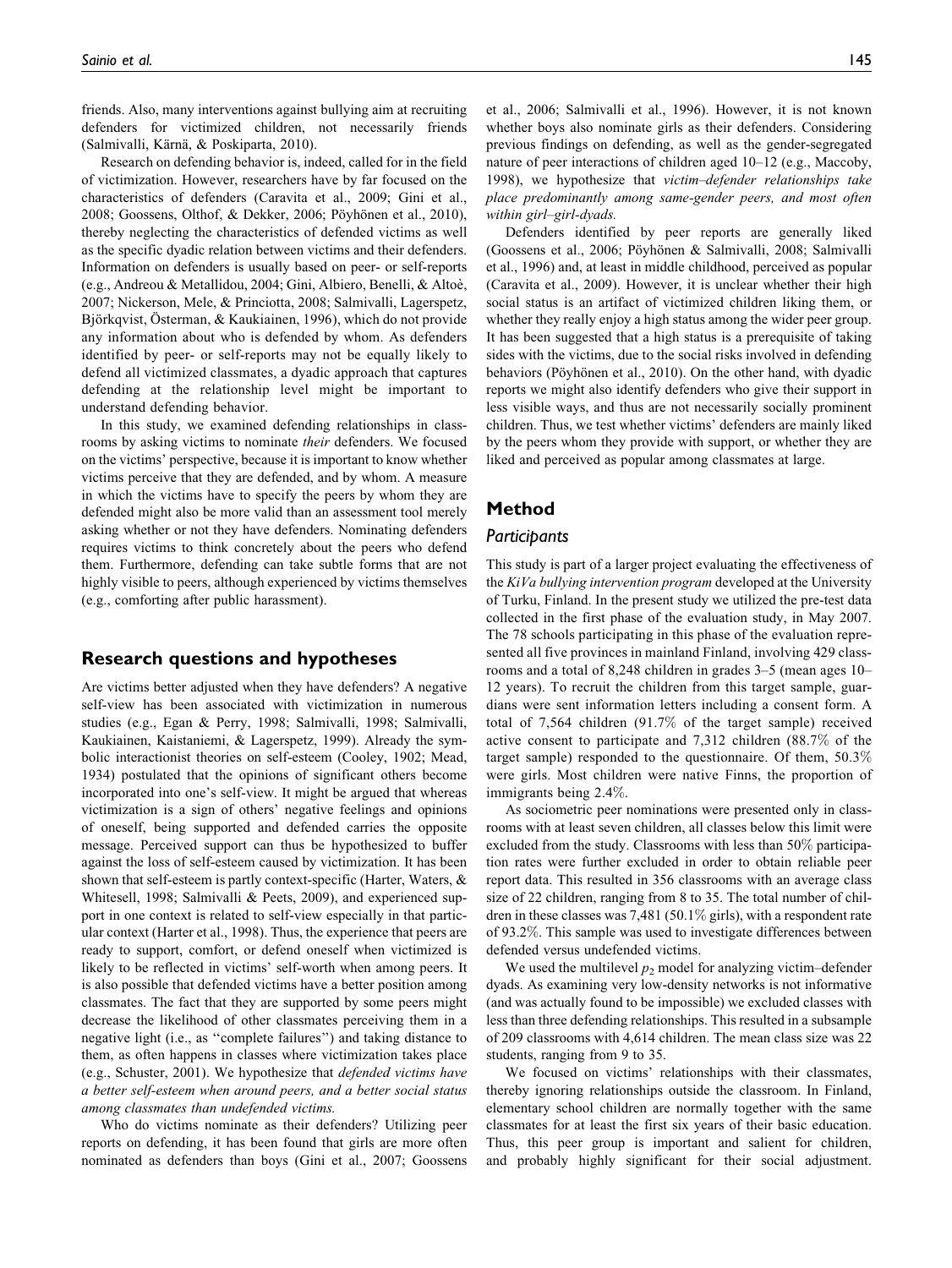friends. Also, many interventions against bullying aim at recruiting defenders for victimized children, not necessarily friends (Salmivalli, Kärnä, & Poskiparta, 2010).

Research on defending behavior is, indeed, called for in the field of victimization. However, researchers have by far focused on the characteristics of defenders (Caravita et al., 2009; Gini et al., 2008; Goossens, Olthof, & Dekker, 2006; Pöyhönen et al., 2010), thereby neglecting the characteristics of defended victims as well as the specific dyadic relation between victims and their defenders. Information on defenders is usually based on peer- or self-reports (e.g., Andreou & Metallidou, 2004; Gini, Albiero, Benelli, & Altoè, 2007; Nickerson, Mele, & Princiotta, 2008; Salmivalli, Lagerspetz, Björkqvist, Österman, & Kaukiainen, 1996), which do not provide any information about who is defended by whom. As defenders identified by peer- or self-reports may not be equally likely to defend all victimized classmates, a dyadic approach that captures defending at the relationship level might be important to understand defending behavior.

In this study, we examined defending relationships in classrooms by asking victims to nominate *their* defenders. We focused on the victims' perspective, because it is important to know whether victims perceive that they are defended, and by whom. A measure in which the victims have to specify the peers by whom they are defended might also be more valid than an assessment tool merely asking whether or not they have defenders. Nominating defenders requires victims to think concretely about the peers who defend them. Furthermore, defending can take subtle forms that are not highly visible to peers, although experienced by victims themselves (e.g., comforting after public harassment).

## Research questions and hypotheses

Are victims better adjusted when they have defenders? A negative self-view has been associated with victimization in numerous studies (e.g., Egan & Perry, 1998; Salmivalli, 1998; Salmivalli, Kaukiainen, Kaistaniemi, & Lagerspetz, 1999). Already the symbolic interactionist theories on self-esteem (Cooley, 1902; Mead, 1934) postulated that the opinions of significant others become incorporated into one's self-view. It might be argued that whereas victimization is a sign of others' negative feelings and opinions of oneself, being supported and defended carries the opposite message. Perceived support can thus be hypothesized to buffer against the loss of self-esteem caused by victimization. It has been shown that self-esteem is partly context-specific (Harter, Waters, & Whitesell, 1998; Salmivalli & Peets, 2009), and experienced support in one context is related to self-view especially in that particular context (Harter et al., 1998). Thus, the experience that peers are ready to support, comfort, or defend oneself when victimized is likely to be reflected in victims' self-worth when among peers. It is also possible that defended victims have a better position among classmates. The fact that they are supported by some peers might decrease the likelihood of other classmates perceiving them in a negative light (i.e., as "complete failures") and taking distance to them, as often happens in classes where victimization takes place (e.g., Schuster, 2001). We hypothesize that *defended victims have a better self-esteem when around peers, and a better social status among classmates than undefended victims.*

Who do victims nominate as their defenders? Utilizing peer reports on defending, it has been found that girls are more often nominated as defenders than boys (Gini et al., 2007; Goossens et al., 2006; Salmivalli et al., 1996). However, it is not known whether boys also nominate girls as their defenders. Considering previous findings on defending, as well as the gender-segregated nature of peer interactions of children aged 10–12 (e.g., Maccoby, 1998), we hypothesize that *victim–defender relationships take place predominantly among same-gender peers, and most often within girl–girl-dyads.*

Defenders identified by peer reports are generally liked (Goossens et al., 2006; Pöyhönen & Salmivalli, 2008; Salmivalli et al., 1996) and, at least in middle childhood, perceived as popular (Caravita et al., 2009). However, it is unclear whether their high social status is an artifact of victimized children liking them, or whether they really enjoy a high status among the wider peer group. It has been suggested that a high status is a prerequisite of taking sides with the victims, due to the social risks involved in defending behaviors (Pöyhönen et al., 2010). On the other hand, with dyadic reports we might also identify defenders who give their support in less visible ways, and thus are not necessarily socially prominent children. Thus, we test whether victims' defenders are mainly liked by the peers whom they provide with support, or whether they are liked and perceived as popular among classmates at large.

## Method

### Participants

This study is part of a larger project evaluating the effectiveness of the *KiVa bullying intervention program* developed at the University of Turku, Finland. In the present study we utilized the pre-test data collected in the first phase of the evaluation study, in May 2007. The 78 schools participating in this phase of the evaluation represented all five provinces in mainland Finland, involving 429 classrooms and a total of 8,248 children in grades 3–5 (mean ages 10–12 years). To recruit the children from this target sample, guardians were sent information letters including a consent form. A total of 7,564 children (91.7% of the target sample) received active consent to participate and 7,312 children (88.7% of the target sample) responded to the questionnaire. Of them, 50.3% were girls. Most children were native Finns, the proportion of immigrants being 2.4%.

As sociometric peer nominations were presented only in classrooms with at least seven children, all classes below this limit were excluded from the study. Classrooms with less than 50% participation rates were further excluded in order to obtain reliable peer report data. This resulted in 356 classrooms with an average class size of 22 children, ranging from 8 to 35. The total number of children in these classes was 7,481 (50.1% girls), with a respondent rate of 93.2%. This sample was used to investigate differences between defended versus undefended victims.

We used the multilevel $p_2$ model for analyzing victim–defender dyads. As examining very low-density networks is not informative (and was actually found to be impossible) we excluded classes with less than three defending relationships. This resulted in a subsample of 209 classrooms with 4,614 children. The mean class size was 22 students, ranging from 9 to 35.

We focused on victims' relationships with their classmates, thereby ignoring relationships outside the classroom. In Finland, elementary school children are normally together with the same classmates for at least the first six years of their basic education. Thus, this peer group is important and salient for children, and probably highly significant for their social adjustment.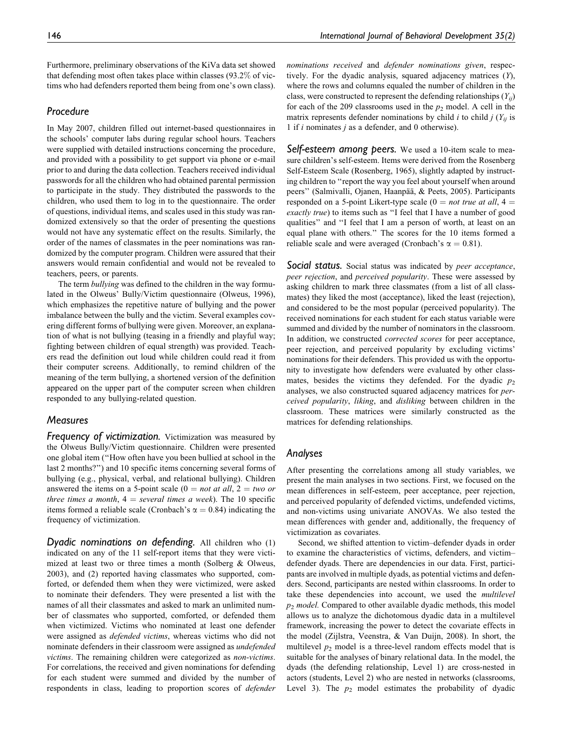Furthermore, preliminary observations of the KiVa data set showed that defending most often takes place within classes (93.2% of victims who had defenders reported them being from one's own class).

## Procedure

In May 2007, children filled out internet-based questionnaires in the schools' computer labs during regular school hours. Teachers were supplied with detailed instructions concerning the procedure, and provided with a possibility to get support via phone or e-mail prior to and during the data collection. Teachers received individual passwords for all the children who had obtained parental permission to participate in the study. They distributed the passwords to the children, who used them to log in to the questionnaire. The order of questions, individual items, and scales used in this study was randomized extensively so that the order of presenting the questions would not have any systematic effect on the results. Similarly, the order of the names of classmates in the peer nominations was randomized by the computer program. Children were assured that their answers would remain confidential and would not be revealed to teachers, peers, or parents.

The term *bullying* was defined to the children in the way formulated in the Olweus' Bully/Victim questionnaire (Olweus, 1996), which emphasizes the repetitive nature of bullying and the power imbalance between the bully and the victim. Several examples covering different forms of bullying were given. Moreover, an explanation of what is not bullying (teasing in a friendly and playful way; fighting between children of equal strength) was provided. Teachers read the definition out loud while children could read it from their computer screens. Additionally, to remind children of the meaning of the term bullying, a shortened version of the definition appeared on the upper part of the computer screen when children responded to any bullying-related question.

## Measures

***Frequency of victimization.*** Victimization was measured by the Olweus Bully/Victim questionnaire. Children were presented one global item ("How often have you been bullied at school in the last 2 months?") and 10 specific items concerning several forms of bullying (e.g., physical, verbal, and relational bullying). Children answered the items on a 5-point scale ($0$ = *not at all*, $2$ = *two or three times a month*, $4$ = *several times a week*). The 10 specific items formed a reliable scale (Cronbach's $\alpha = 0.84$) indicating the frequency of victimization.

***Dyadic nominations on defending.*** All children who (1) indicated on any of the 11 self-report items that they were victimized at least two or three times a month (Solberg & Olweus, 2003), and (2) reported having classmates who supported, comforted, or defended them when they were victimized, were asked to nominate their defenders. They were presented a list with the names of all their classmates and asked to mark an unlimited number of classmates who supported, comforted, or defended them when victimized. Victims who nominated at least one defender were assigned as *defended victims*, whereas victims who did not nominate defenders in their classroom were assigned as *undefended victims*. The remaining children were categorized as *non-victims*. For correlations, the received and given nominations for defending for each student were summed and divided by the number of respondents in class, leading to proportion scores of *defender nominations received* and *defender nominations given*, respectively. For the dyadic analysis, squared adjacency matrices ($Y$), where the rows and columns equaled the number of children in the class, were constructed to represent the defending relationships ($Y_{ij}$) for each of the 209 classrooms used in the $p_2$ model. A cell in the matrix represents defender nominations by child $i$ to child $j$ ($Y_{ij}$ is 1 if $i$ nominates $j$ as a defender, and 0 otherwise).

***Self-esteem among peers.*** We used a 10-item scale to measure children's self-esteem. Items were derived from the Rosenberg Self-Esteem Scale (Rosenberg, 1965), slightly adapted by instructing children to "report the way you feel about yourself when around peers" (Salmivalli, Ojanen, Haanpää, & Peets, 2005). Participants responded on a 5-point Likert-type scale ($0$ = *not true at all*, $4$ = *exactly true*) to items such as "I feel that I have a number of good qualities" and "I feel that I am a person of worth, at least on an equal plane with others." The scores for the 10 items formed a reliable scale and were averaged (Cronbach's $\alpha = 0.81$).

***Social status.*** Social status was indicated by *peer acceptance*, *peer rejection*, and *perceived popularity*. These were assessed by asking children to mark three classmates (from a list of all classmates) they liked the most (acceptance), liked the least (rejection), and considered to be the most popular (perceived popularity). The received nominations for each student for each status variable were summed and divided by the number of nominators in the classroom. In addition, we constructed *corrected scores* for peer acceptance, peer rejection, and perceived popularity by excluding victims' nominations for their defenders. This provided us with the opportunity to investigate how defenders were evaluated by other classmates, besides the victims they defended. For the dyadic $p_2$ analyses, we also constructed squared adjacency matrices for *perceived popularity*, *liking*, and *disliking* between children in the classroom. These matrices were similarly constructed as the matrices for defending relationships.

## Analyses

After presenting the correlations among all study variables, we present the main analyses in two sections. First, we focused on the mean differences in self-esteem, peer acceptance, peer rejection, and perceived popularity of defended victims, undefended victims, and non-victims using univariate ANOVAs. We also tested the mean differences with gender and, additionally, the frequency of victimization as covariates.

Second, we shifted attention to victim–defender dyads in order to examine the characteristics of victims, defenders, and victim–defender dyads. There are dependencies in our data. First, participants are involved in multiple dyads, as potential victims and defenders. Second, participants are nested within classrooms. In order to take these dependencies into account, we used the *multilevel $p_2$ model.* Compared to other available dyadic methods, this model allows us to analyze the dichotomous dyadic data in a multilevel framework, increasing the power to detect the covariate effects in the model (Zijlstra, Veenstra, & Van Duijn, 2008). In short, the multilevel $p_2$ model is a three-level random effects model that is suitable for the analyses of binary relational data. In the model, the dyads (the defending relationship, Level 1) are cross-nested in actors (students, Level 2) who are nested in networks (classrooms, Level 3). The $p_2$ model estimates the probability of dyadic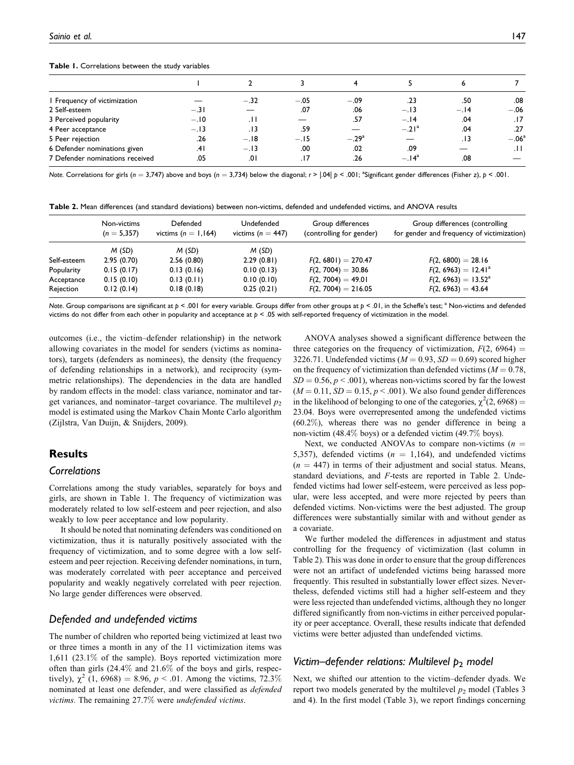**Table 1.** Correlations between the study variables

| | 1 | 2 | 3 | 4 | 5 | 6 | 7 |
|---|---|---|---|---|---|---|---|
| 1 Frequency of victimization | — | −.32 | −.05 | −.09 | .23 | .50 | .08 |
| 2 Self-esteem | −.31 | — | .07 | .06 | −.13 | −.14 | −.06 |
| 3 Perceived popularity | −.10 | .11 | — | .57 | −.14 | .04 | .17 |
| 4 Peer acceptance | −.13 | .13 | .59 | — | −.21[a] | .04 | .27 |
| 5 Peer rejection | .26 | −.18 | −.15 | −.29[a] | — | .13 | −.06[a] |
| 6 Defender nominations given | .41 | −.13 | .00 | .02 | .09 | — | .11 |
| 7 Defender nominations received | .05 | .01 | .17 | .26 | −.14[a] | .08 | — |

*Note.* Correlations for girls ($n = 3{,}747$) above and boys ($n = 3{,}734$) below the diagonal; $r > |.04|$ $p < .001$; [a]Significant gender differences (Fisher z), $p < .001$.

**Table 2.** Mean differences (and standard deviations) between non-victims, defended and undefended victims, and ANOVA results

| | Non-victims ($n = 5{,}357$) | Defended victims ($n = 1{,}164$) | Undefended victims ($n = 447$) | Group differences (controlling for gender) | Group differences (controlling for gender and frequency of victimization) |
|---|---|---|---|---|---|
| | *M* (*SD*) | *M* (*SD*) | *M* (*SD*) | | |
| Self-esteem | 2.95 (0.70) | 2.56 (0.80) | 2.29 (0.81) | $F(2, 6801) = 270.47$ | $F(2, 6800) = 28.16$ |
| Popularity | 0.15 (0.17) | 0.13 (0.16) | 0.10 (0.13) | $F(2, 7004) = 30.86$ | $F(2, 6963) = 12.41$[a] |
| Acceptance | 0.15 (0.10) | 0.13 (0.11) | 0.10 (0.10) | $F(2, 7004) = 49.01$ | $F(2, 6963) = 13.52$[a] |
| Rejection | 0.12 (0.14) | 0.18 (0.18) | 0.25 (0.21) | $F(2, 7004) = 216.05$ | $F(2, 6963) = 43.64$ |

*Note.* Group comparisons are significant at $p < .001$ for every variable. Groups differ from other groups at $p < .01$, in the Scheffe's test; [a] Non-victims and defended victims do not differ from each other in popularity and acceptance at $p < .05$ with self-reported frequency of victimization in the model.

outcomes (i.e., the victim–defender relationship) in the network allowing covariates in the model for senders (victims as nominators), targets (defenders as nominees), the density (the frequency of defending relationships in a network), and reciprocity (symmetric relationships). The dependencies in the data are handled by random effects in the model: class variance, nominator and target variances, and nominator–target covariance. The multilevel $p_2$ model is estimated using the Markov Chain Monte Carlo algorithm (Zijlstra, Van Duijn, & Snijders, 2009).

## Results

### Correlations

Correlations among the study variables, separately for boys and girls, are shown in Table 1. The frequency of victimization was moderately related to low self-esteem and peer rejection, and also weakly to low peer acceptance and low popularity.

It should be noted that nominating defenders was conditioned on victimization, thus it is naturally positively associated with the frequency of victimization, and to some degree with a low self-esteem and peer rejection. Receiving defender nominations, in turn, was moderately correlated with peer acceptance and perceived popularity and weakly negatively correlated with peer rejection. No large gender differences were observed.

### Defended and undefended victims

The number of children who reported being victimized at least two or three times a month in any of the 11 victimization items was 1,611 (23.1% of the sample). Boys reported victimization more often than girls (24.4% and 21.6% of the boys and girls, respectively), $\chi^2$ (1, 6968) = 8.96, $p < .01$. Among the victims, 72.3% nominated at least one defender, and were classified as *defended victims.* The remaining 27.7% were *undefended victims*.

ANOVA analyses showed a significant difference between the three categories on the frequency of victimization, $F(2, 6964) = 3226.71$. Undefended victims ($M = 0.93$, $SD = 0.69$) scored higher on the frequency of victimization than defended victims ($M = 0.78$, $SD = 0.56$, $p < .001$), whereas non-victims scored by far the lowest ($M = 0.11$, $SD = 0.15$, $p < .001$). We also found gender differences in the likelihood of belonging to one of the categories, $\chi^2(2, 6968) = 23.04$. Boys were overrepresented among the undefended victims (60.2%), whereas there was no gender difference in being a non-victim (48.4% boys) or a defended victim (49.7% boys).

Next, we conducted ANOVAs to compare non-victims ($n = 5{,}357$), defended victims ($n = 1{,}164$), and undefended victims ($n = 447$) in terms of their adjustment and social status. Means, standard deviations, and *F*-tests are reported in Table 2. Undefended victims had lower self-esteem, were perceived as less popular, were less accepted, and were more rejected by peers than defended victims. Non-victims were the best adjusted. The group differences were substantially similar with and without gender as a covariate.

We further modeled the differences in adjustment and status controlling for the frequency of victimization (last column in Table 2). This was done in order to ensure that the group differences were not an artifact of undefended victims being harassed more frequently. This resulted in substantially lower effect sizes. Nevertheless, defended victims still had a higher self-esteem and they were less rejected than undefended victims, although they no longer differed significantly from non-victims in either perceived popularity or peer acceptance. Overall, these results indicate that defended victims were better adjusted than undefended victims.

### Victim–defender relations: Multilevel $p_2$ model

Next, we shifted our attention to the victim–defender dyads. We report two models generated by the multilevel $p_2$ model (Tables 3 and 4). In the first model (Table 3), we report findings concerning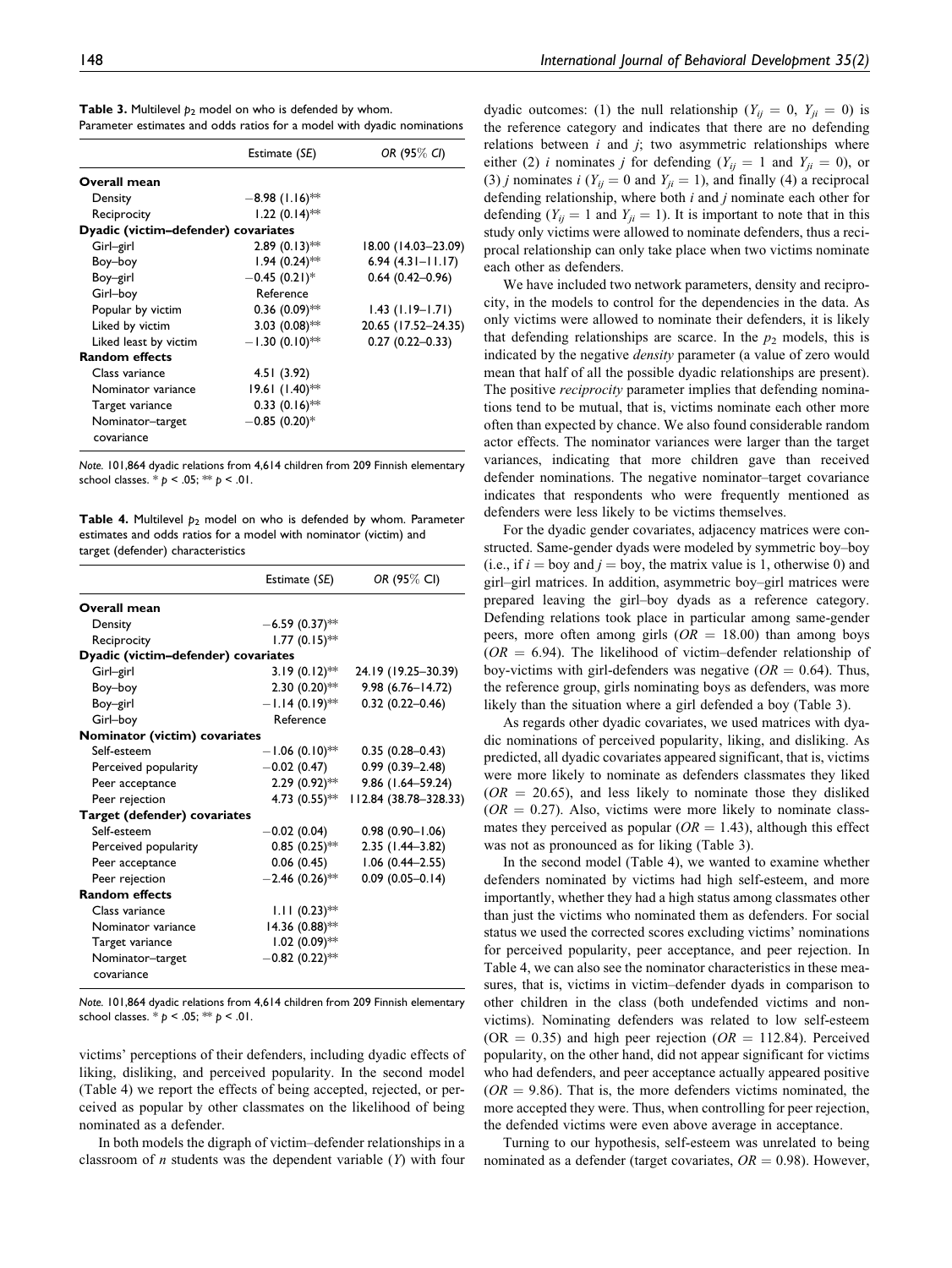**Table 3.** Multilevel $p_2$ model on who is defended by whom. Parameter estimates and odds ratios for a model with dyadic nominations

| | Estimate (*SE*) | *OR* (95% *CI*) |
|---|---|---|
| **Overall mean** | | |
| Density | −8.98 (1.16)** | |
| Reciprocity | 1.22 (0.14)** | |
| **Dyadic (victim–defender) covariates** | | |
| Girl–girl | 2.89 (0.13)** | 18.00 (14.03–23.09) |
| Boy–boy | 1.94 (0.24)** | 6.94 (4.31–11.17) |
| Boy–girl | −0.45 (0.21)* | 0.64 (0.42–0.96) |
| Girl–boy | Reference | |
| Popular by victim | 0.36 (0.09)** | 1.43 (1.19–1.71) |
| Liked by victim | 3.03 (0.08)** | 20.65 (17.52–24.35) |
| Liked least by victim | −1.30 (0.10)** | 0.27 (0.22–0.33) |
| **Random effects** | | |
| Class variance | 4.51 (3.92) | |
| Nominator variance | 19.61 (1.40)** | |
| Target variance | 0.33 (0.16)** | |
| Nominator–target covariance | −0.85 (0.20)* | |

*Note.* 101,864 dyadic relations from 4,614 children from 209 Finnish elementary school classes. * $p < .05$; ** $p < .01$.

**Table 4.** Multilevel $p_2$ model on who is defended by whom. Parameter estimates and odds ratios for a model with nominator (victim) and target (defender) characteristics

| | Estimate (*SE*) | *OR* (95% CI) |
|---|---|---|
| **Overall mean** | | |
| Density | −6.59 (0.37)** | |
| Reciprocity | 1.77 (0.15)** | |
| **Dyadic (victim–defender) covariates** | | |
| Girl–girl | 3.19 (0.12)** | 24.19 (19.25–30.39) |
| Boy–boy | 2.30 (0.20)** | 9.98 (6.76–14.72) |
| Boy–girl | −1.14 (0.19)** | 0.32 (0.22–0.46) |
| Girl–boy | Reference | |
| **Nominator (victim) covariates** | | |
| Self-esteem | −1.06 (0.10)** | 0.35 (0.28–0.43) |
| Perceived popularity | −0.02 (0.47) | 0.99 (0.39–2.48) |
| Peer acceptance | 2.29 (0.92)** | 9.86 (1.64–59.24) |
| Peer rejection | 4.73 (0.55)** | 112.84 (38.78–328.33) |
| **Target (defender) covariates** | | |
| Self-esteem | −0.02 (0.04) | 0.98 (0.90–1.06) |
| Perceived popularity | 0.85 (0.25)** | 2.35 (1.44–3.82) |
| Peer acceptance | 0.06 (0.45) | 1.06 (0.44–2.55) |
| Peer rejection | −2.46 (0.26)** | 0.09 (0.05–0.14) |
| **Random effects** | | |
| Class variance | 1.11 (0.23)** | |
| Nominator variance | 14.36 (0.88)** | |
| Target variance | 1.02 (0.09)** | |
| Nominator–target covariance | −0.82 (0.22)** | |

*Note.* 101,864 dyadic relations from 4,614 children from 209 Finnish elementary school classes. * $p < .05$; ** $p < .01$.

victims' perceptions of their defenders, including dyadic effects of liking, disliking, and perceived popularity. In the second model (Table 4) we report the effects of being accepted, rejected, or perceived as popular by other classmates on the likelihood of being nominated as a defender.

In both models the digraph of victim–defender relationships in a classroom of $n$ students was the dependent variable ($Y$) with four dyadic outcomes: (1) the null relationship ($Y_{ij} = 0$, $Y_{ji} = 0$) is the reference category and indicates that there are no defending relations between $i$ and $j$; two asymmetric relationships where either (2) $i$ nominates $j$ for defending ($Y_{ij} = 1$ and $Y_{ji} = 0$), or (3) $j$ nominates $i$ ($Y_{ij} = 0$ and $Y_{ji} = 1$), and finally (4) a reciprocal defending relationship, where both $i$ and $j$ nominate each other for defending ($Y_{ij} = 1$ and $Y_{ji} = 1$). It is important to note that in this study only victims were allowed to nominate defenders, thus a reciprocal relationship can only take place when two victims nominate each other as defenders.

We have included two network parameters, density and reciprocity, in the models to control for the dependencies in the data. As only victims were allowed to nominate their defenders, it is likely that defending relationships are scarce. In the $p_2$ models, this is indicated by the negative *density* parameter (a value of zero would mean that half of all the possible dyadic relationships are present). The positive *reciprocity* parameter implies that defending nominations tend to be mutual, that is, victims nominate each other more often than expected by chance. We also found considerable random actor effects. The nominator variances were larger than the target variances, indicating that more children gave than received defender nominations. The negative nominator–target covariance indicates that respondents who were frequently mentioned as defenders were less likely to be victims themselves.

For the dyadic gender covariates, adjacency matrices were constructed. Same-gender dyads were modeled by symmetric boy–boy (i.e., if $i$ = boy and $j$ = boy, the matrix value is 1, otherwise 0) and girl–girl matrices. In addition, asymmetric boy–girl matrices were prepared leaving the girl–boy dyads as a reference category. Defending relations took place in particular among same-gender peers, more often among girls ($OR = 18.00$) than among boys ($OR = 6.94$). The likelihood of victim–defender relationship of boy-victims with girl-defenders was negative ($OR = 0.64$). Thus, the reference group, girls nominating boys as defenders, was more likely than the situation where a girl defended a boy (Table 3).

As regards other dyadic covariates, we used matrices with dyadic nominations of perceived popularity, liking, and disliking. As predicted, all dyadic covariates appeared significant, that is, victims were more likely to nominate as defenders classmates they liked ($OR = 20.65$), and less likely to nominate those they disliked ($OR = 0.27$). Also, victims were more likely to nominate classmates they perceived as popular ($OR = 1.43$), although this effect was not as pronounced as for liking (Table 3).

In the second model (Table 4), we wanted to examine whether defenders nominated by victims had high self-esteem, and more importantly, whether they had a high status among classmates other than just the victims who nominated them as defenders. For social status we used the corrected scores excluding victims' nominations for perceived popularity, peer acceptance, and peer rejection. In Table 4, we can also see the nominator characteristics in these measures, that is, victims in victim–defender dyads in comparison to other children in the class (both undefended victims and nonvictims). Nominating defenders was related to low self-esteem (OR = 0.35) and high peer rejection ($OR = 112.84$). Perceived popularity, on the other hand, did not appear significant for victims who had defenders, and peer acceptance actually appeared positive ($OR = 9.86$). That is, the more defenders victims nominated, the more accepted they were. Thus, when controlling for peer rejection, the defended victims were even above average in acceptance.

Turning to our hypothesis, self-esteem was unrelated to being nominated as a defender (target covariates, $OR = 0.98$). However,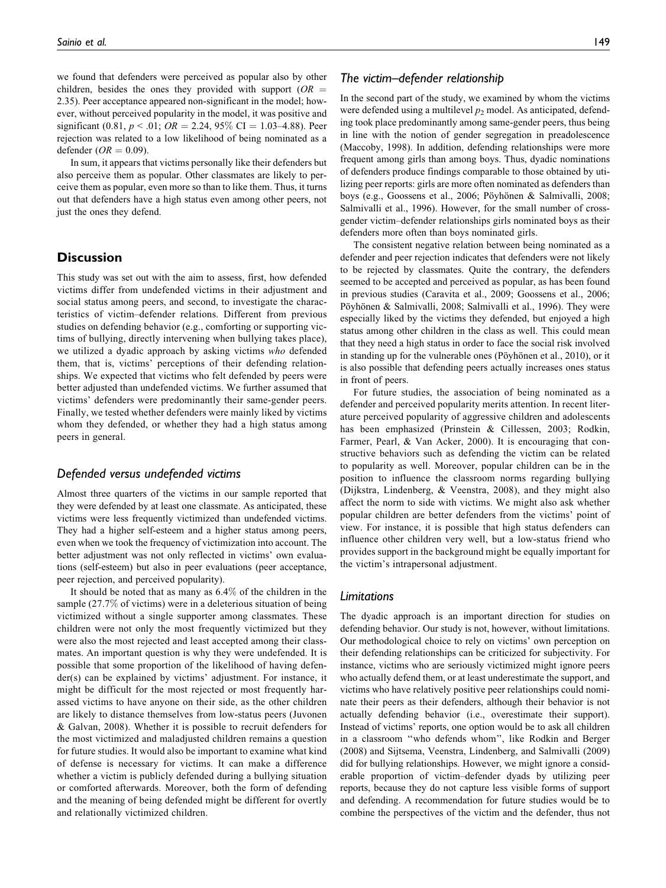we found that defenders were perceived as popular also by other children, besides the ones they provided with support ($OR$ = 2.35). Peer acceptance appeared non-significant in the model; however, without perceived popularity in the model, it was positive and significant (0.81, $p < .01$; $OR$ = 2.24, 95% CI = 1.03–4.88). Peer rejection was related to a low likelihood of being nominated as a defender ($OR$ = 0.09).

In sum, it appears that victims personally like their defenders but also perceive them as popular. Other classmates are likely to perceive them as popular, even more so than to like them. Thus, it turns out that defenders have a high status even among other peers, not just the ones they defend.

## Discussion

This study was set out with the aim to assess, first, how defended victims differ from undefended victims in their adjustment and social status among peers, and second, to investigate the characteristics of victim–defender relations. Different from previous studies on defending behavior (e.g., comforting or supporting victims of bullying, directly intervening when bullying takes place), we utilized a dyadic approach by asking victims *who* defended them, that is, victims' perceptions of their defending relationships. We expected that victims who felt defended by peers were better adjusted than undefended victims. We further assumed that victims' defenders were predominantly their same-gender peers. Finally, we tested whether defenders were mainly liked by victims whom they defended, or whether they had a high status among peers in general.

### Defended versus undefended victims

Almost three quarters of the victims in our sample reported that they were defended by at least one classmate. As anticipated, these victims were less frequently victimized than undefended victims. They had a higher self-esteem and a higher status among peers, even when we took the frequency of victimization into account. The better adjustment was not only reflected in victims' own evaluations (self-esteem) but also in peer evaluations (peer acceptance, peer rejection, and perceived popularity).

It should be noted that as many as 6.4% of the children in the sample (27.7% of victims) were in a deleterious situation of being victimized without a single supporter among classmates. These children were not only the most frequently victimized but they were also the most rejected and least accepted among their classmates. An important question is why they were undefended. It is possible that some proportion of the likelihood of having defender(s) can be explained by victims' adjustment. For instance, it might be difficult for the most rejected or most frequently harassed victims to have anyone on their side, as the other children are likely to distance themselves from low-status peers (Juvonen & Galvan, 2008). Whether it is possible to recruit defenders for the most victimized and maladjusted children remains a question for future studies. It would also be important to examine what kind of defense is necessary for victims. It can make a difference whether a victim is publicly defended during a bullying situation or comforted afterwards. Moreover, both the form of defending and the meaning of being defended might be different for overtly and relationally victimized children.

### The victim–defender relationship

In the second part of the study, we examined by whom the victims were defended using a multilevel $p_2$ model. As anticipated, defending took place predominantly among same-gender peers, thus being in line with the notion of gender segregation in preadolescence (Maccoby, 1998). In addition, defending relationships were more frequent among girls than among boys. Thus, dyadic nominations of defenders produce findings comparable to those obtained by utilizing peer reports: girls are more often nominated as defenders than boys (e.g., Goossens et al., 2006; Pöyhönen & Salmivalli, 2008; Salmivalli et al., 1996). However, for the small number of cross-gender victim–defender relationships girls nominated boys as their defenders more often than boys nominated girls.

The consistent negative relation between being nominated as a defender and peer rejection indicates that defenders were not likely to be rejected by classmates. Quite the contrary, the defenders seemed to be accepted and perceived as popular, as has been found in previous studies (Caravita et al., 2009; Goossens et al., 2006; Pöyhönen & Salmivalli, 2008; Salmivalli et al., 1996). They were especially liked by the victims they defended, but enjoyed a high status among other children in the class as well. This could mean that they need a high status in order to face the social risk involved in standing up for the vulnerable ones (Pöyhönen et al., 2010), or it is also possible that defending peers actually increases ones status in front of peers.

For future studies, the association of being nominated as a defender and perceived popularity merits attention. In recent literature perceived popularity of aggressive children and adolescents has been emphasized (Prinstein & Cillessen, 2003; Rodkin, Farmer, Pearl, & Van Acker, 2000). It is encouraging that constructive behaviors such as defending the victim can be related to popularity as well. Moreover, popular children can be in the position to influence the classroom norms regarding bullying (Dijkstra, Lindenberg, & Veenstra, 2008), and they might also affect the norm to side with victims. We might also ask whether popular children are better defenders from the victims' point of view. For instance, it is possible that high status defenders can influence other children very well, but a low-status friend who provides support in the background might be equally important for the victim's intrapersonal adjustment.

### Limitations

The dyadic approach is an important direction for studies on defending behavior. Our study is not, however, without limitations. Our methodological choice to rely on victims' own perception on their defending relationships can be criticized for subjectivity. For instance, victims who are seriously victimized might ignore peers who actually defend them, or at least underestimate the support, and victims who have relatively positive peer relationships could nominate their peers as their defenders, although their behavior is not actually defending behavior (i.e., overestimate their support). Instead of victims' reports, one option would be to ask all children in a classroom "who defends whom", like Rodkin and Berger (2008) and Sijtsema, Veenstra, Lindenberg, and Salmivalli (2009) did for bullying relationships. However, we might ignore a considerable proportion of victim–defender dyads by utilizing peer reports, because they do not capture less visible forms of support and defending. A recommendation for future studies would be to combine the perspectives of the victim and the defender, thus not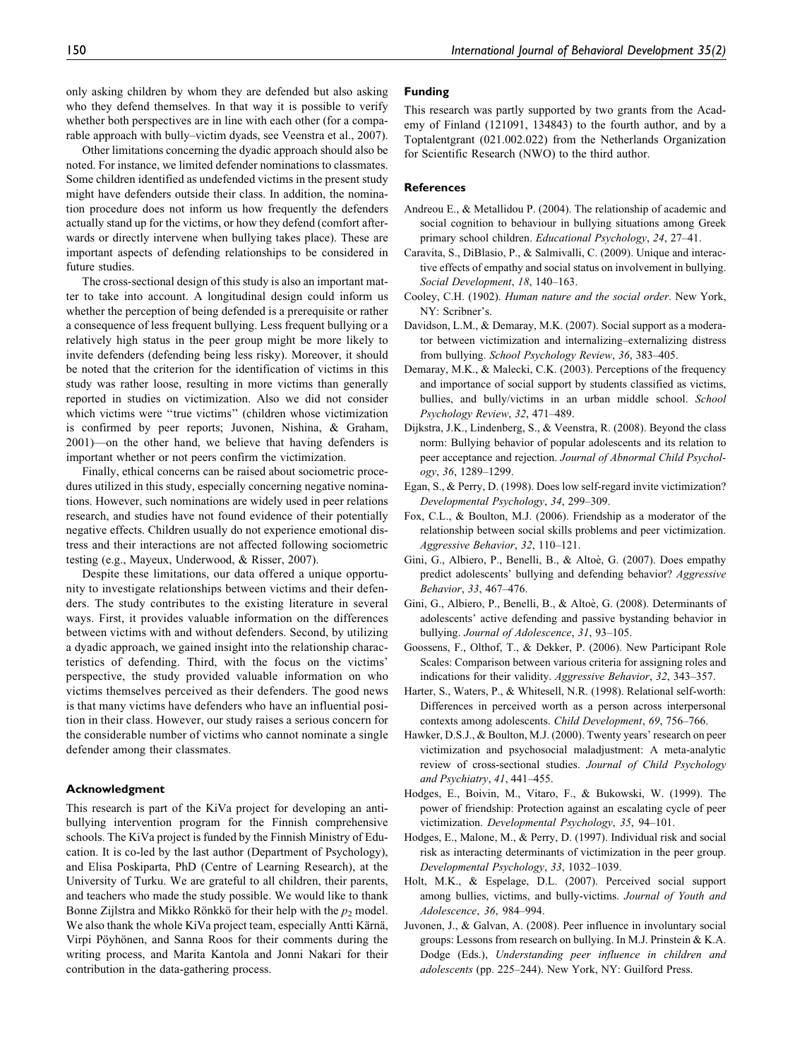only asking children by whom they are defended but also asking who they defend themselves. In that way it is possible to verify whether both perspectives are in line with each other (for a comparable approach with bully–victim dyads, see Veenstra et al., 2007).

Other limitations concerning the dyadic approach should also be noted. For instance, we limited defender nominations to classmates. Some children identified as undefended victims in the present study might have defenders outside their class. In addition, the nomination procedure does not inform us how frequently the defenders actually stand up for the victims, or how they defend (comfort afterwards or directly intervene when bullying takes place). These are important aspects of defending relationships to be considered in future studies.

The cross-sectional design of this study is also an important matter to take into account. A longitudinal design could inform us whether the perception of being defended is a prerequisite or rather a consequence of less frequent bullying. Less frequent bullying or a relatively high status in the peer group might be more likely to invite defenders (defending being less risky). Moreover, it should be noted that the criterion for the identification of victims in this study was rather loose, resulting in more victims than generally reported in studies on victimization. Also we did not consider which victims were "true victims" (children whose victimization is confirmed by peer reports; Juvonen, Nishina, & Graham, 2001)—on the other hand, we believe that having defenders is important whether or not peers confirm the victimization.

Finally, ethical concerns can be raised about sociometric procedures utilized in this study, especially concerning negative nominations. However, such nominations are widely used in peer relations research, and studies have not found evidence of their potentially negative effects. Children usually do not experience emotional distress and their interactions are not affected following sociometric testing (e.g., Mayeux, Underwood, & Risser, 2007).

Despite these limitations, our data offered a unique opportunity to investigate relationships between victims and their defenders. The study contributes to the existing literature in several ways. First, it provides valuable information on the differences between victims with and without defenders. Second, by utilizing a dyadic approach, we gained insight into the relationship characteristics of defending. Third, with the focus on the victims' perspective, the study provided valuable information on who victims themselves perceived as their defenders. The good news is that many victims have defenders who have an influential position in their class. However, our study raises a serious concern for the considerable number of victims who cannot nominate a single defender among their classmates.

### Acknowledgment

This research is part of the KiVa project for developing an anti-bullying intervention program for the Finnish comprehensive schools. The KiVa project is funded by the Finnish Ministry of Education. It is co-led by the last author (Department of Psychology), and Elisa Poskiparta, PhD (Centre of Learning Research), at the University of Turku. We are grateful to all children, their parents, and teachers who made the study possible. We would like to thank Bonne Zijlstra and Mikko Rönkkö for their help with the $p_2$ model. We also thank the whole KiVa project team, especially Antti Kärnä, Virpi Pöyhönen, and Sanna Roos for their comments during the writing process, and Marita Kantola and Jonni Nakari for their contribution in the data-gathering process.

### Funding

This research was partly supported by two grants from the Academy of Finland (121091, 134843) to the fourth author, and by a Toptalentgrant (021.002.022) from the Netherlands Organization for Scientific Research (NWO) to the third author.

### References

Andreou E., & Metallidou P. (2004). The relationship of academic and social cognition to behaviour in bullying situations among Greek primary school children. *Educational Psychology*, *24*, 27–41.

Caravita, S., DiBlasio, P., & Salmivalli, C. (2009). Unique and interactive effects of empathy and social status on involvement in bullying. *Social Development*, *18*, 140–163.

Cooley, C.H. (1902). *Human nature and the social order*. New York, NY: Scribner's.

Davidson, L.M., & Demaray, M.K. (2007). Social support as a moderator between victimization and internalizing–externalizing distress from bullying. *School Psychology Review*, *36*, 383–405.

Demaray, M.K., & Malecki, C.K. (2003). Perceptions of the frequency and importance of social support by students classified as victims, bullies, and bully/victims in an urban middle school. *School Psychology Review*, *32*, 471–489.

Dijkstra, J.K., Lindenberg, S., & Veenstra, R. (2008). Beyond the class norm: Bullying behavior of popular adolescents and its relation to peer acceptance and rejection. *Journal of Abnormal Child Psychology*, *36*, 1289–1299.

Egan, S., & Perry, D. (1998). Does low self-regard invite victimization? *Developmental Psychology*, *34*, 299–309.

Fox, C.L., & Boulton, M.J. (2006). Friendship as a moderator of the relationship between social skills problems and peer victimization. *Aggressive Behavior*, *32*, 110–121.

Gini, G., Albiero, P., Benelli, B., & Altoè, G. (2007). Does empathy predict adolescents' bullying and defending behavior? *Aggressive Behavior*, *33*, 467–476.

Gini, G., Albiero, P., Benelli, B., & Altoè, G. (2008). Determinants of adolescents' active defending and passive bystanding behavior in bullying. *Journal of Adolescence*, *31*, 93–105.

Goossens, F., Olthof, T., & Dekker, P. (2006). New Participant Role Scales: Comparison between various criteria for assigning roles and indications for their validity. *Aggressive Behavior*, *32*, 343–357.

Harter, S., Waters, P., & Whitesell, N.R. (1998). Relational self-worth: Differences in perceived worth as a person across interpersonal contexts among adolescents. *Child Development*, *69*, 756–766.

Hawker, D.S.J., & Boulton, M.J. (2000). Twenty years' research on peer victimization and psychosocial maladjustment: A meta-analytic review of cross-sectional studies. *Journal of Child Psychology and Psychiatry*, *41*, 441–455.

Hodges, E., Boivin, M., Vitaro, F., & Bukowski, W. (1999). The power of friendship: Protection against an escalating cycle of peer victimization. *Developmental Psychology*, *35*, 94–101.

Hodges, E., Malone, M., & Perry, D. (1997). Individual risk and social risk as interacting determinants of victimization in the peer group. *Developmental Psychology*, *33*, 1032–1039.

Holt, M.K., & Espelage, D.L. (2007). Perceived social support among bullies, victims, and bully-victims. *Journal of Youth and Adolescence*, *36*, 984–994.

Juvonen, J., & Galvan, A. (2008). Peer influence in involuntary social groups: Lessons from research on bullying. In M.J. Prinstein & K.A. Dodge (Eds.), *Understanding peer influence in children and adolescents* (pp. 225–244). New York, NY: Guilford Press.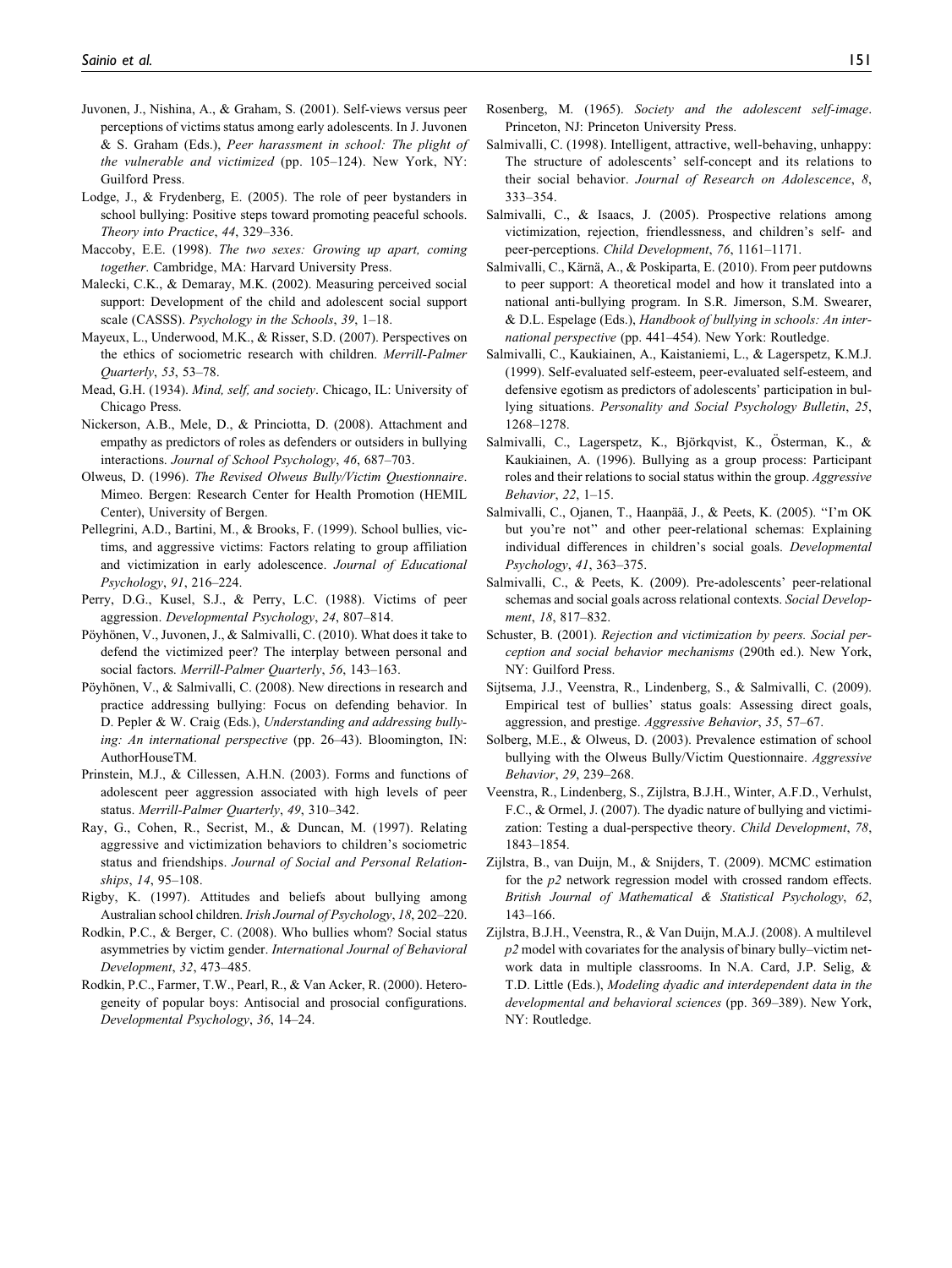Juvonen, J., Nishina, A., & Graham, S. (2001). Self-views versus peer perceptions of victims status among early adolescents. In J. Juvonen & S. Graham (Eds.), *Peer harassment in school: The plight of the vulnerable and victimized* (pp. 105–124). New York, NY: Guilford Press.

Lodge, J., & Frydenberg, E. (2005). The role of peer bystanders in school bullying: Positive steps toward promoting peaceful schools. *Theory into Practice*, *44*, 329–336.

Maccoby, E.E. (1998). *The two sexes: Growing up apart, coming together*. Cambridge, MA: Harvard University Press.

Malecki, C.K., & Demaray, M.K. (2002). Measuring perceived social support: Development of the child and adolescent social support scale (CASSS). *Psychology in the Schools*, *39*, 1–18.

Mayeux, L., Underwood, M.K., & Risser, S.D. (2007). Perspectives on the ethics of sociometric research with children. *Merrill-Palmer Quarterly*, *53*, 53–78.

Mead, G.H. (1934). *Mind, self, and society*. Chicago, IL: University of Chicago Press.

Nickerson, A.B., Mele, D., & Princiotta, D. (2008). Attachment and empathy as predictors of roles as defenders or outsiders in bullying interactions. *Journal of School Psychology*, *46*, 687–703.

Olweus, D. (1996). *The Revised Olweus Bully/Victim Questionnaire*. Mimeo. Bergen: Research Center for Health Promotion (HEMIL Center), University of Bergen.

Pellegrini, A.D., Bartini, M., & Brooks, F. (1999). School bullies, victims, and aggressive victims: Factors relating to group affiliation and victimization in early adolescence. *Journal of Educational Psychology*, *91*, 216–224.

Perry, D.G., Kusel, S.J., & Perry, L.C. (1988). Victims of peer aggression. *Developmental Psychology*, *24*, 807–814.

Pöyhönen, V., Juvonen, J., & Salmivalli, C. (2010). What does it take to defend the victimized peer? The interplay between personal and social factors. *Merrill-Palmer Quarterly*, *56*, 143–163.

Pöyhönen, V., & Salmivalli, C. (2008). New directions in research and practice addressing bullying: Focus on defending behavior. In D. Pepler & W. Craig (Eds.), *Understanding and addressing bullying: An international perspective* (pp. 26–43). Bloomington, IN: AuthorHouseTM.

Prinstein, M.J., & Cillessen, A.H.N. (2003). Forms and functions of adolescent peer aggression associated with high levels of peer status. *Merrill-Palmer Quarterly*, *49*, 310–342.

Ray, G., Cohen, R., Secrist, M., & Duncan, M. (1997). Relating aggressive and victimization behaviors to children's sociometric status and friendships. *Journal of Social and Personal Relationships*, *14*, 95–108.

Rigby, K. (1997). Attitudes and beliefs about bullying among Australian school children. *Irish Journal of Psychology*, *18*, 202–220.

Rodkin, P.C., & Berger, C. (2008). Who bullies whom? Social status asymmetries by victim gender. *International Journal of Behavioral Development*, *32*, 473–485.

Rodkin, P.C., Farmer, T.W., Pearl, R., & Van Acker, R. (2000). Heterogeneity of popular boys: Antisocial and prosocial configurations. *Developmental Psychology*, *36*, 14–24.

Rosenberg, M. (1965). *Society and the adolescent self-image*. Princeton, NJ: Princeton University Press.

Salmivalli, C. (1998). Intelligent, attractive, well-behaving, unhappy: The structure of adolescents' self-concept and its relations to their social behavior. *Journal of Research on Adolescence*, *8*, 333–354.

Salmivalli, C., & Isaacs, J. (2005). Prospective relations among victimization, rejection, friendlessness, and children's self- and peer-perceptions. *Child Development*, *76*, 1161–1171.

Salmivalli, C., Kärnä, A., & Poskiparta, E. (2010). From peer putdowns to peer support: A theoretical model and how it translated into a national anti-bullying program. In S.R. Jimerson, S.M. Swearer, & D.L. Espelage (Eds.), *Handbook of bullying in schools: An international perspective* (pp. 441–454). New York: Routledge.

Salmivalli, C., Kaukiainen, A., Kaistaniemi, L., & Lagerspetz, K.M.J. (1999). Self-evaluated self-esteem, peer-evaluated self-esteem, and defensive egotism as predictors of adolescents' participation in bullying situations. *Personality and Social Psychology Bulletin*, *25*, 1268–1278.

Salmivalli, C., Lagerspetz, K., Björkqvist, K., Österman, K., & Kaukiainen, A. (1996). Bullying as a group process: Participant roles and their relations to social status within the group. *Aggressive Behavior*, *22*, 1–15.

Salmivalli, C., Ojanen, T., Haanpää, J., & Peets, K. (2005). "I'm OK but you're not" and other peer-relational schemas: Explaining individual differences in children's social goals. *Developmental Psychology*, *41*, 363–375.

Salmivalli, C., & Peets, K. (2009). Pre-adolescents' peer-relational schemas and social goals across relational contexts. *Social Development*, *18*, 817–832.

Schuster, B. (2001). *Rejection and victimization by peers. Social perception and social behavior mechanisms* (290th ed.). New York, NY: Guilford Press.

Sijtsema, J.J., Veenstra, R., Lindenberg, S., & Salmivalli, C. (2009). Empirical test of bullies' status goals: Assessing direct goals, aggression, and prestige. *Aggressive Behavior*, *35*, 57–67.

Solberg, M.E., & Olweus, D. (2003). Prevalence estimation of school bullying with the Olweus Bully/Victim Questionnaire. *Aggressive Behavior*, *29*, 239–268.

Veenstra, R., Lindenberg, S., Zijlstra, B.J.H., Winter, A.F.D., Verhulst, F.C., & Ormel, J. (2007). The dyadic nature of bullying and victimization: Testing a dual-perspective theory. *Child Development*, *78*, 1843–1854.

Zijlstra, B., van Duijn, M., & Snijders, T. (2009). MCMC estimation for the *p2* network regression model with crossed random effects. *British Journal of Mathematical & Statistical Psychology*, *62*, 143–166.

Zijlstra, B.J.H., Veenstra, R., & Van Duijn, M.A.J. (2008). A multilevel *p2* model with covariates for the analysis of binary bully–victim network data in multiple classrooms. In N.A. Card, J.P. Selig, & T.D. Little (Eds.), *Modeling dyadic and interdependent data in the developmental and behavioral sciences* (pp. 369–389). New York, NY: Routledge.